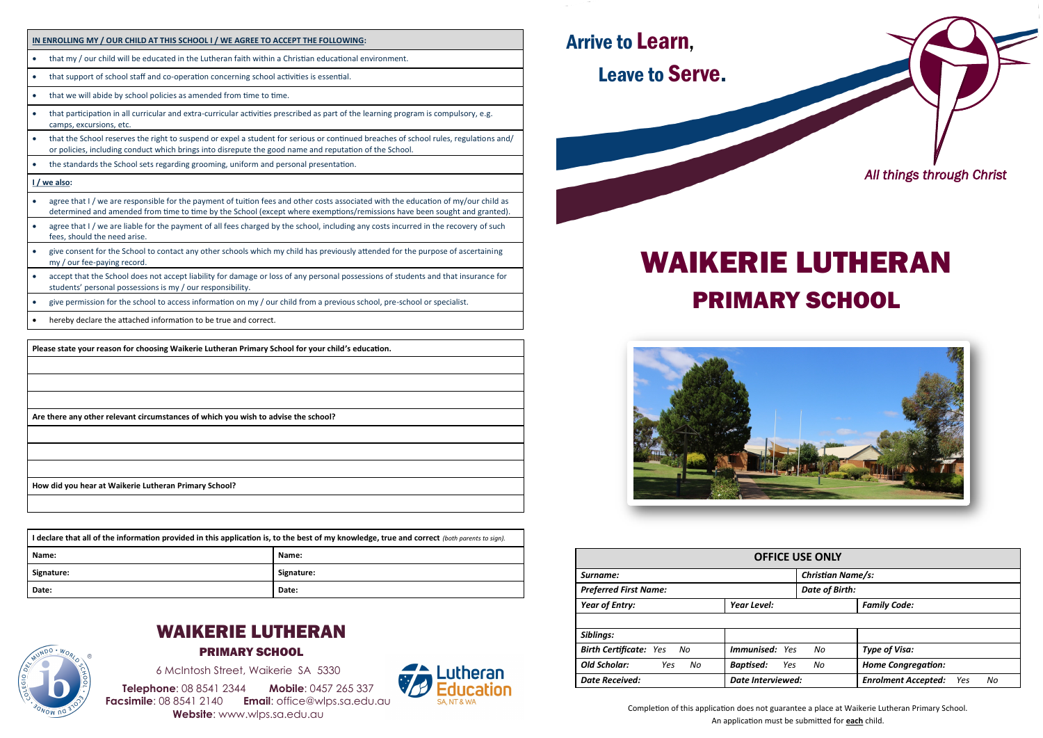**IN ENROLLING MY / OUR CHILD AT THIS SCHOOL I / WE AGREE TO ACCEPT THE FOLLOWING:**

- that my / our child will be educated in the Lutheran faith within a Christian educational environment.
- that support of school staff and co-operation concerning school activities is essential.
- that we will abide by school policies as amended from time to time.
- that participation in all curricular and extra-curricular activities prescribed as part of the learning program is compulsory, e.g. camps, excursions, etc.
- that the School reserves the right to suspend or expel a student for serious or continued breaches of school rules, regulations and/ or policies, including conduct which brings into disrepute the good name and reputation of the School.
- the standards the School sets regarding grooming, uniform and personal presentation.

**I / we also:**

- agree that I / we are responsible for the payment of tuition fees and other costs associated with the education of my/our child as determined and amended from time to time by the School (except where exemptions/remissions have been sought and granted).
- agree that I / we are liable for the payment of all fees charged by the school, including any costs incurred in the recovery of such fees, should the need arise.
- give consent for the School to contact any other schools which my child has previously attended for the purpose of ascertaining my / our fee-paying record.
- accept that the School does not accept liability for damage or loss of any personal possessions of students and that insurance for students' personal possessions is my / our responsibility.
- give permission for the school to access information on my / our child from a previous school, pre-school or specialist.
- hereby declare the attached information to be true and correct.

**Please state your reason for choosing Waikerie Lutheran Primary School for your child's education.**

**Are there any other relevant circumstances of which you wish to advise the school?**

**How did you hear at Waikerie Lutheran Primary School?**

| **I declare that all of the information provided in this application is, to the best of my knowledge, true and correct** *(both parents to sign).* | |
|---|---|
| **Name:** | **Name:** |
| **Signature:** | **Signature:** |
| **Date:** | **Date:** |

## WAIKERIE LUTHERAN
### PRIMARY SCHOOL

6 McIntosh Street, Waikerie SA 5330

**Telephone**: 08 8541 2344 **Mobile**: 0457 265 337
**Facsimile**: 08 8541 2140 **Email**: office@wlps.sa.edu.au
**Website**: www.wlps.sa.edu.au

Lutheran Education SA, NT & WA

Arrive to Learn,
Leave to Serve.

*All things through Christ*

# WAIKERIE LUTHERAN
## PRIMARY SCHOOL

| OFFICE USE ONLY | | |
|---|---|---|
| *Surname:* | | *Christian Name/s:* |
| *Preferred First Name:* | | *Date of Birth:* |
| *Year of Entry:* | *Year Level:* | *Family Code:* |
| | | |
| *Siblings:* | | |
| *Birth Certificate:* Yes No | *Immunised:* Yes No | *Type of Visa:* |
| *Old Scholar:* Yes No | *Baptised:* Yes No | *Home Congregation:* |
| *Date Received:* | *Date Interviewed:* | *Enrolment Accepted:* Yes No |

Completion of this application does not guarantee a place at Waikerie Lutheran Primary School.
An application must be submitted for **each** child.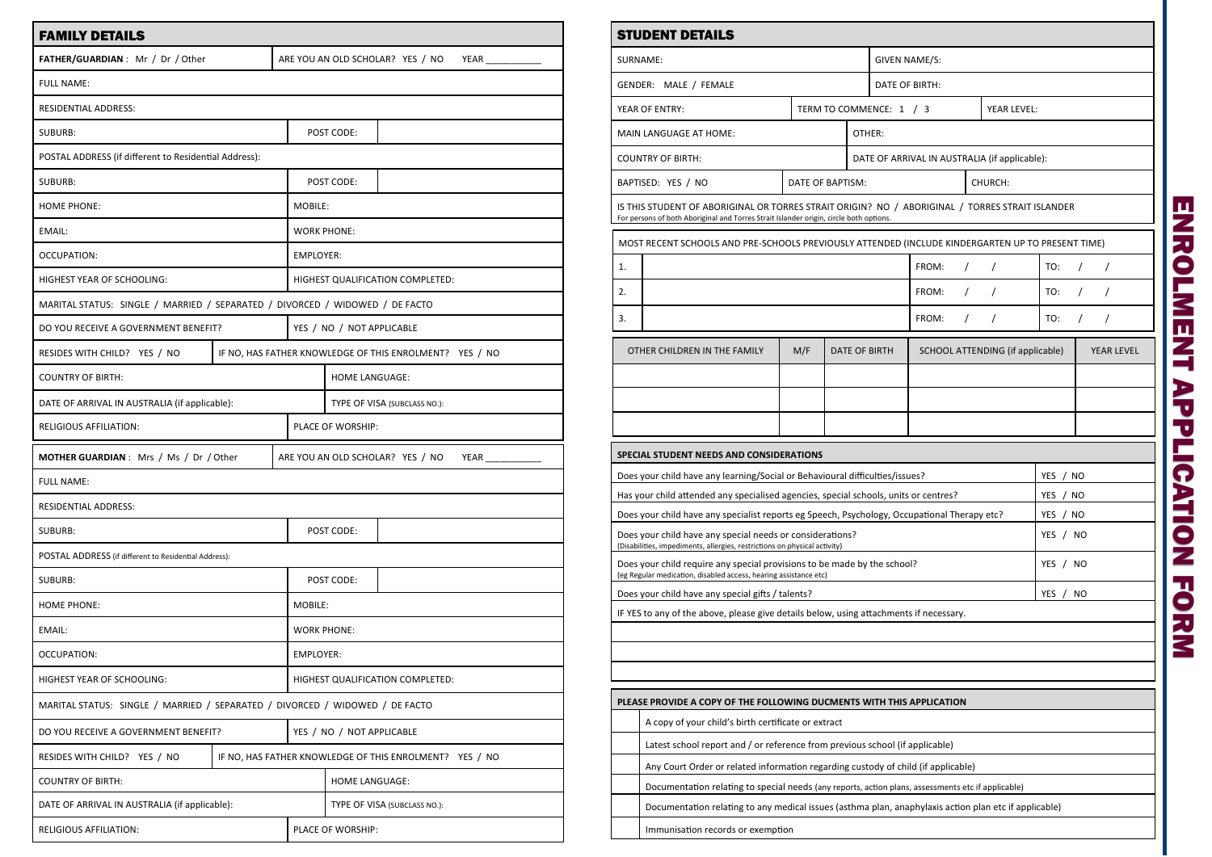# ENROLMENT APPLICATION FORM

## FAMILY DETAILS

| | |
|---|---|
| **FATHER/GUARDIAN** : Mr / Dr / Other | ARE YOU AN OLD SCHOLAR? YES / NO YEAR __________ |
| FULL NAME: | |
| RESIDENTIAL ADDRESS: | |
| SUBURB: | POST CODE: |
| POSTAL ADDRESS (if different to Residential Address): | |
| SUBURB: | POST CODE: |
| HOME PHONE: | MOBILE: |
| EMAIL: | WORK PHONE: |
| OCCUPATION: | EMPLOYER: |
| HIGHEST YEAR OF SCHOOLING: | HIGHEST QUALIFICATION COMPLETED: |
| MARITAL STATUS: SINGLE / MARRIED / SEPARATED / DIVORCED / WIDOWED / DE FACTO | |
| DO YOU RECEIVE A GOVERNMENT BENEFIT? | YES / NO / NOT APPLICABLE |
| RESIDES WITH CHILD? YES / NO | IF NO, HAS FATHER KNOWLEDGE OF THIS ENROLMENT? YES / NO |
| COUNTRY OF BIRTH: | HOME LANGUAGE: |
| DATE OF ARRIVAL IN AUSTRALIA (if applicable): | TYPE OF VISA (SUBCLASS NO.): |
| RELIGIOUS AFFILIATION: | PLACE OF WORSHIP: |

| | |
|---|---|
| **MOTHER GUARDIAN** : Mrs / Ms / Dr / Other | ARE YOU AN OLD SCHOLAR? YES / NO YEAR __________ |
| FULL NAME: | |
| RESIDENTIAL ADDRESS: | |
| SUBURB: | POST CODE: |
| POSTAL ADDRESS (if different to Residential Address): | |
| SUBURB: | POST CODE: |
| HOME PHONE: | MOBILE: |
| EMAIL: | WORK PHONE: |
| OCCUPATION: | EMPLOYER: |
| HIGHEST YEAR OF SCHOOLING: | HIGHEST QUALIFICATION COMPLETED: |
| MARITAL STATUS: SINGLE / MARRIED / SEPARATED / DIVORCED / WIDOWED / DE FACTO | |
| DO YOU RECEIVE A GOVERNMENT BENEFIT? | YES / NO / NOT APPLICABLE |
| RESIDES WITH CHILD? YES / NO | IF NO, HAS FATHER KNOWLEDGE OF THIS ENROLMENT? YES / NO |
| COUNTRY OF BIRTH: | HOME LANGUAGE: |
| DATE OF ARRIVAL IN AUSTRALIA (if applicable): | TYPE OF VISA (SUBCLASS NO.): |
| RELIGIOUS AFFILIATION: | PLACE OF WORSHIP: |

## STUDENT DETAILS

| | | |
|---|---|---|
| SURNAME: | GIVEN NAME/S: | |
| GENDER: MALE / FEMALE | DATE OF BIRTH: | |
| YEAR OF ENTRY: | TERM TO COMMENCE: 1 / 3 | YEAR LEVEL: |
| MAIN LANGUAGE AT HOME: | OTHER: | |
| COUNTRY OF BIRTH: | DATE OF ARRIVAL IN AUSTRALIA (if applicable): | |
| BAPTISED: YES / NO | DATE OF BAPTISM: | CHURCH: |

IS THIS STUDENT OF ABORIGINAL OR TORRES STRAIT ORIGIN? NO / ABORIGINAL / TORRES STRAIT ISLANDER
For persons of both Aboriginal and Torres Strait Islander origin, circle both options.

MOST RECENT SCHOOLS AND PRE-SCHOOLS PREVIOUSLY ATTENDED (INCLUDE KINDERGARTEN UP TO PRESENT TIME)

| | | | |
|---|---|---|---|
| 1. | | FROM: / / | TO: / / |
| 2. | | FROM: / / | TO: / / |
| 3. | | FROM: / / | TO: / / |

| OTHER CHILDREN IN THE FAMILY | M/F | DATE OF BIRTH | SCHOOL ATTENDING (if applicable) | YEAR LEVEL |
|---|---|---|---|---|
| | | | | |
| | | | | |
| | | | | |

### SPECIAL STUDENT NEEDS AND CONSIDERATIONS

| | |
|---|---|
| Does your child have any learning/Social or Behavioural difficulties/issues? | YES / NO |
| Has your child attended any specialised agencies, special schools, units or centres? | YES / NO |
| Does your child have any specialist reports eg Speech, Psychology, Occupational Therapy etc? | YES / NO |
| Does your child have any special needs or considerations? (Disabilities, impediments, allergies, restrictions on physical activity) | YES / NO |
| Does your child require any special provisions to be made by the school? (eg Regular medication, disabled access, hearing assistance etc) | YES / NO |
| Does your child have any special gifts / talents? | YES / NO |

IF YES to any of the above, please give details below, using attachments if necessary.

### PLEASE PROVIDE A COPY OF THE FOLLOWING DUCMENTS WITH THIS APPLICATION

| | |
|---|---|
| | A copy of your child's birth certificate or extract |
| | Latest school report and / or reference from previous school (if applicable) |
| | Any Court Order or related information regarding custody of child (if applicable) |
| | Documentation relating to special needs (any reports, action plans, assessments etc if applicable) |
| | Documentation relating to any medical issues (asthma plan, anaphylaxis action plan etc if applicable) |
| | Immunisation records or exemption |